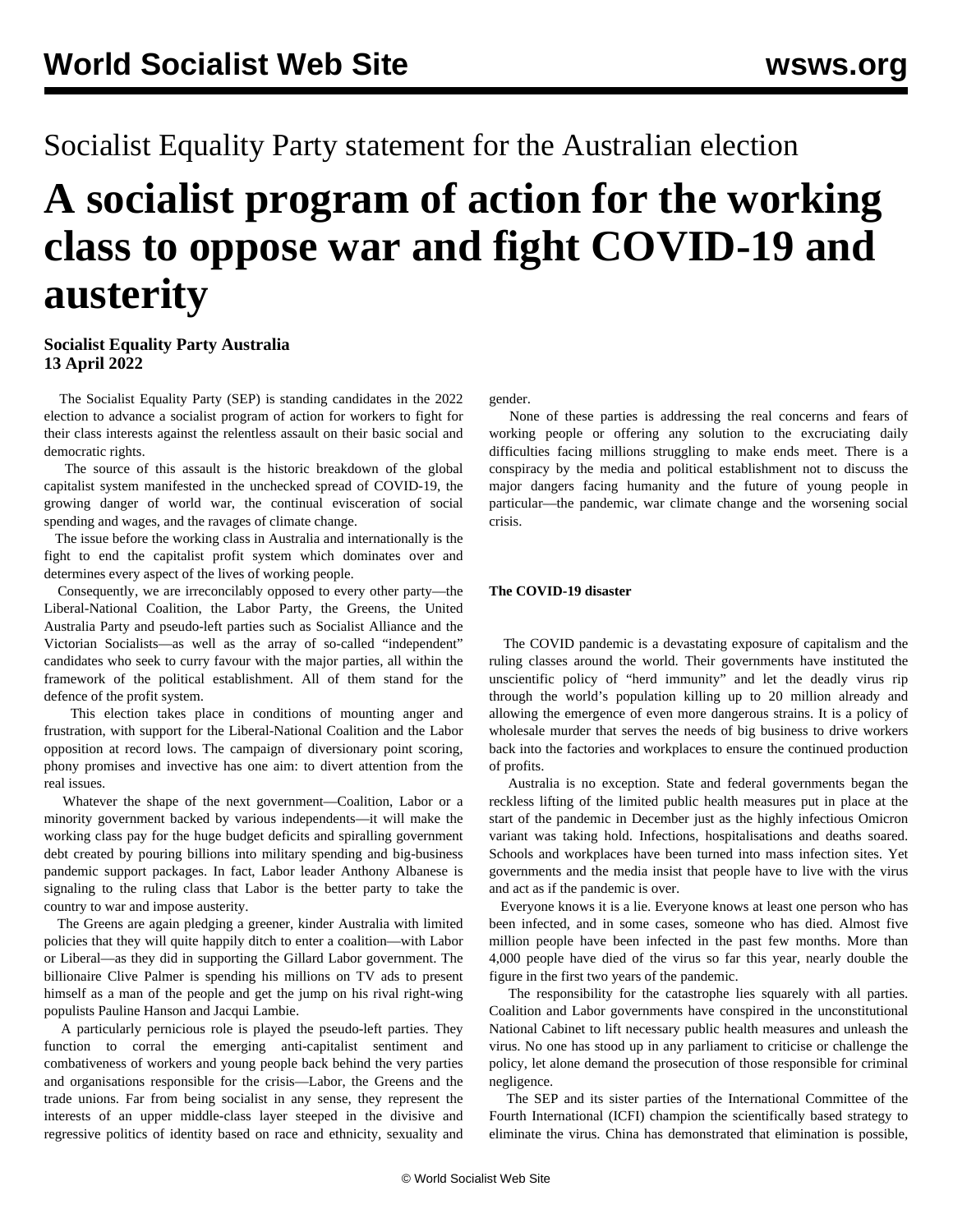Socialist Equality Party statement for the Australian election

# A socialist program of action for the working class to oppose war and fight COVID-19 and austerity

**Socialist Equality Party Australia**
**13 April 2022**

The Socialist Equality Party (SEP) is standing candidates in the 2022 election to advance a socialist program of action for workers to fight for their class interests against the relentless assault on their basic social and democratic rights.

The source of this assault is the historic breakdown of the global capitalist system manifested in the unchecked spread of COVID-19, the growing danger of world war, the continual evisceration of social spending and wages, and the ravages of climate change.

The issue before the working class in Australia and internationally is the fight to end the capitalist profit system which dominates over and determines every aspect of the lives of working people.

Consequently, we are irreconcilably opposed to every other party—the Liberal-National Coalition, the Labor Party, the Greens, the United Australia Party and pseudo-left parties such as Socialist Alliance and the Victorian Socialists—as well as the array of so-called "independent" candidates who seek to curry favour with the major parties, all within the framework of the political establishment. All of them stand for the defence of the profit system.

This election takes place in conditions of mounting anger and frustration, with support for the Liberal-National Coalition and the Labor opposition at record lows. The campaign of diversionary point scoring, phony promises and invective has one aim: to divert attention from the real issues.

Whatever the shape of the next government—Coalition, Labor or a minority government backed by various independents—it will make the working class pay for the huge budget deficits and spiralling government debt created by pouring billions into military spending and big-business pandemic support packages. In fact, Labor leader Anthony Albanese is signaling to the ruling class that Labor is the better party to take the country to war and impose austerity.

The Greens are again pledging a greener, kinder Australia with limited policies that they will quite happily ditch to enter a coalition—with Labor or Liberal—as they did in supporting the Gillard Labor government. The billionaire Clive Palmer is spending his millions on TV ads to present himself as a man of the people and get the jump on his rival right-wing populists Pauline Hanson and Jacqui Lambie.

A particularly pernicious role is played the pseudo-left parties. They function to corral the emerging anti-capitalist sentiment and combativeness of workers and young people back behind the very parties and organisations responsible for the crisis—Labor, the Greens and the trade unions. Far from being socialist in any sense, they represent the interests of an upper middle-class layer steeped in the divisive and regressive politics of identity based on race and ethnicity, sexuality and gender.

None of these parties is addressing the real concerns and fears of working people or offering any solution to the excruciating daily difficulties facing millions struggling to make ends meet. There is a conspiracy by the media and political establishment not to discuss the major dangers facing humanity and the future of young people in particular—the pandemic, war climate change and the worsening social crisis.

**The COVID-19 disaster**

The COVID pandemic is a devastating exposure of capitalism and the ruling classes around the world. Their governments have instituted the unscientific policy of "herd immunity" and let the deadly virus rip through the world's population killing up to 20 million already and allowing the emergence of even more dangerous strains. It is a policy of wholesale murder that serves the needs of big business to drive workers back into the factories and workplaces to ensure the continued production of profits.

Australia is no exception. State and federal governments began the reckless lifting of the limited public health measures put in place at the start of the pandemic in December just as the highly infectious Omicron variant was taking hold. Infections, hospitalisations and deaths soared. Schools and workplaces have been turned into mass infection sites. Yet governments and the media insist that people have to live with the virus and act as if the pandemic is over.

Everyone knows it is a lie. Everyone knows at least one person who has been infected, and in some cases, someone who has died. Almost five million people have been infected in the past few months. More than 4,000 people have died of the virus so far this year, nearly double the figure in the first two years of the pandemic.

The responsibility for the catastrophe lies squarely with all parties. Coalition and Labor governments have conspired in the unconstitutional National Cabinet to lift necessary public health measures and unleash the virus. No one has stood up in any parliament to criticise or challenge the policy, let alone demand the prosecution of those responsible for criminal negligence.

The SEP and its sister parties of the International Committee of the Fourth International (ICFI) champion the scientifically based strategy to eliminate the virus. China has demonstrated that elimination is possible,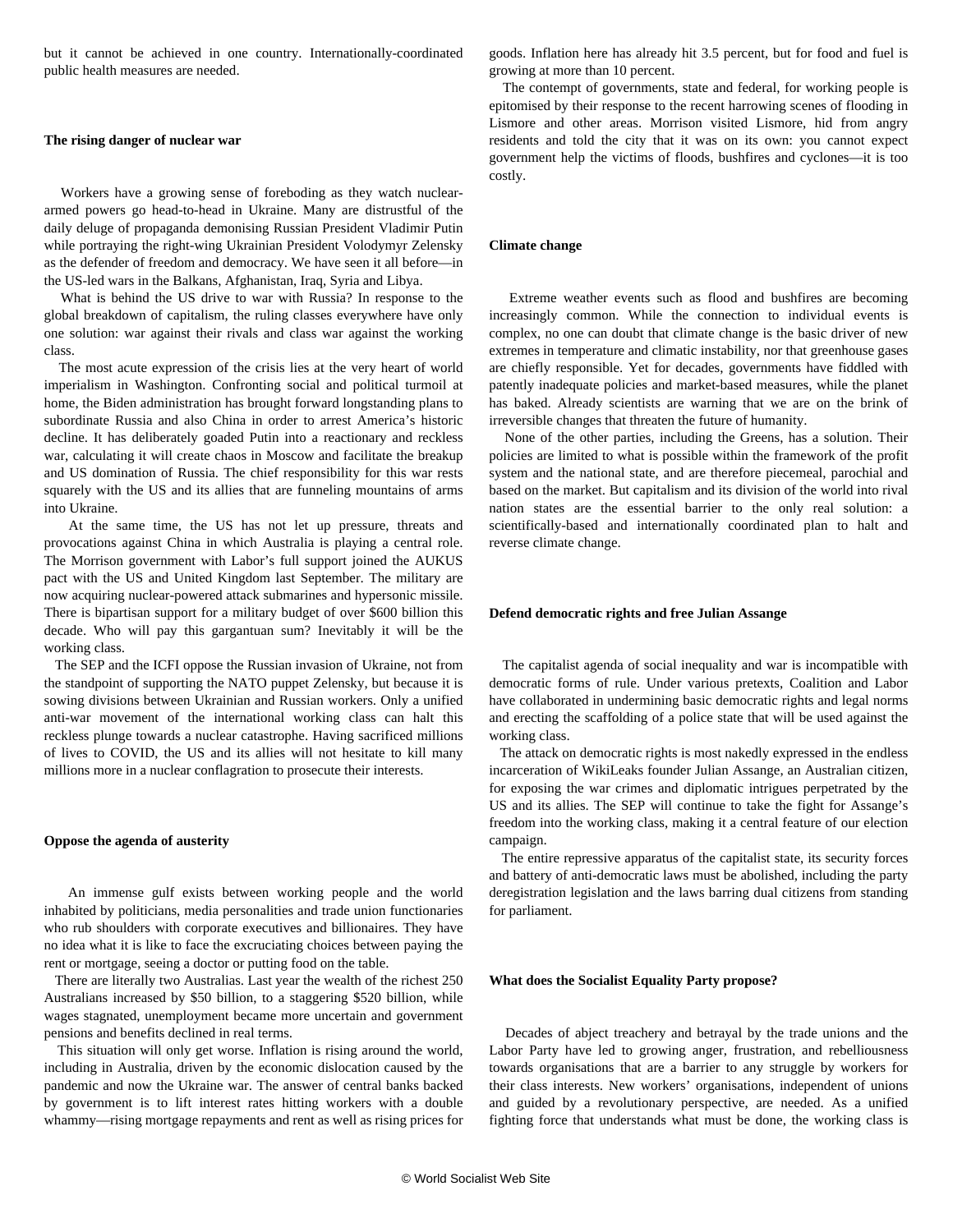but it cannot be achieved in one country. Internationally-coordinated public health measures are needed.

**The rising danger of nuclear war**

Workers have a growing sense of foreboding as they watch nuclear-armed powers go head-to-head in Ukraine. Many are distrustful of the daily deluge of propaganda demonising Russian President Vladimir Putin while portraying the right-wing Ukrainian President Volodymyr Zelensky as the defender of freedom and democracy. We have seen it all before—in the US-led wars in the Balkans, Afghanistan, Iraq, Syria and Libya.

What is behind the US drive to war with Russia? In response to the global breakdown of capitalism, the ruling classes everywhere have only one solution: war against their rivals and class war against the working class.

The most acute expression of the crisis lies at the very heart of world imperialism in Washington. Confronting social and political turmoil at home, the Biden administration has brought forward longstanding plans to subordinate Russia and also China in order to arrest America's historic decline. It has deliberately goaded Putin into a reactionary and reckless war, calculating it will create chaos in Moscow and facilitate the breakup and US domination of Russia. The chief responsibility for this war rests squarely with the US and its allies that are funneling mountains of arms into Ukraine.

At the same time, the US has not let up pressure, threats and provocations against China in which Australia is playing a central role. The Morrison government with Labor's full support joined the AUKUS pact with the US and United Kingdom last September. The military are now acquiring nuclear-powered attack submarines and hypersonic missile. There is bipartisan support for a military budget of over $600 billion this decade. Who will pay this gargantuan sum? Inevitably it will be the working class.

The SEP and the ICFI oppose the Russian invasion of Ukraine, not from the standpoint of supporting the NATO puppet Zelensky, but because it is sowing divisions between Ukrainian and Russian workers. Only a unified anti-war movement of the international working class can halt this reckless plunge towards a nuclear catastrophe. Having sacrificed millions of lives to COVID, the US and its allies will not hesitate to kill many millions more in a nuclear conflagration to prosecute their interests.

**Oppose the agenda of austerity**

An immense gulf exists between working people and the world inhabited by politicians, media personalities and trade union functionaries who rub shoulders with corporate executives and billionaires. They have no idea what it is like to face the excruciating choices between paying the rent or mortgage, seeing a doctor or putting food on the table.

There are literally two Australias. Last year the wealth of the richest 250 Australians increased by $50 billion, to a staggering $520 billion, while wages stagnated, unemployment became more uncertain and government pensions and benefits declined in real terms.

This situation will only get worse. Inflation is rising around the world, including in Australia, driven by the economic dislocation caused by the pandemic and now the Ukraine war. The answer of central banks backed by government is to lift interest rates hitting workers with a double whammy—rising mortgage repayments and rent as well as rising prices for goods. Inflation here has already hit 3.5 percent, but for food and fuel is growing at more than 10 percent.

The contempt of governments, state and federal, for working people is epitomised by their response to the recent harrowing scenes of flooding in Lismore and other areas. Morrison visited Lismore, hid from angry residents and told the city that it was on its own: you cannot expect government help the victims of floods, bushfires and cyclones—it is too costly.

**Climate change**

Extreme weather events such as flood and bushfires are becoming increasingly common. While the connection to individual events is complex, no one can doubt that climate change is the basic driver of new extremes in temperature and climatic instability, nor that greenhouse gases are chiefly responsible. Yet for decades, governments have fiddled with patently inadequate policies and market-based measures, while the planet has baked. Already scientists are warning that we are on the brink of irreversible changes that threaten the future of humanity.

None of the other parties, including the Greens, has a solution. Their policies are limited to what is possible within the framework of the profit system and the national state, and are therefore piecemeal, parochial and based on the market. But capitalism and its division of the world into rival nation states are the essential barrier to the only real solution: a scientifically-based and internationally coordinated plan to halt and reverse climate change.

**Defend democratic rights and free Julian Assange**

The capitalist agenda of social inequality and war is incompatible with democratic forms of rule. Under various pretexts, Coalition and Labor have collaborated in undermining basic democratic rights and legal norms and erecting the scaffolding of a police state that will be used against the working class.

The attack on democratic rights is most nakedly expressed in the endless incarceration of WikiLeaks founder Julian Assange, an Australian citizen, for exposing the war crimes and diplomatic intrigues perpetrated by the US and its allies. The SEP will continue to take the fight for Assange's freedom into the working class, making it a central feature of our election campaign.

The entire repressive apparatus of the capitalist state, its security forces and battery of anti-democratic laws must be abolished, including the party deregistration legislation and the laws barring dual citizens from standing for parliament.

**What does the Socialist Equality Party propose?**

Decades of abject treachery and betrayal by the trade unions and the Labor Party have led to growing anger, frustration, and rebelliousness towards organisations that are a barrier to any struggle by workers for their class interests. New workers' organisations, independent of unions and guided by a revolutionary perspective, are needed. As a unified fighting force that understands what must be done, the working class is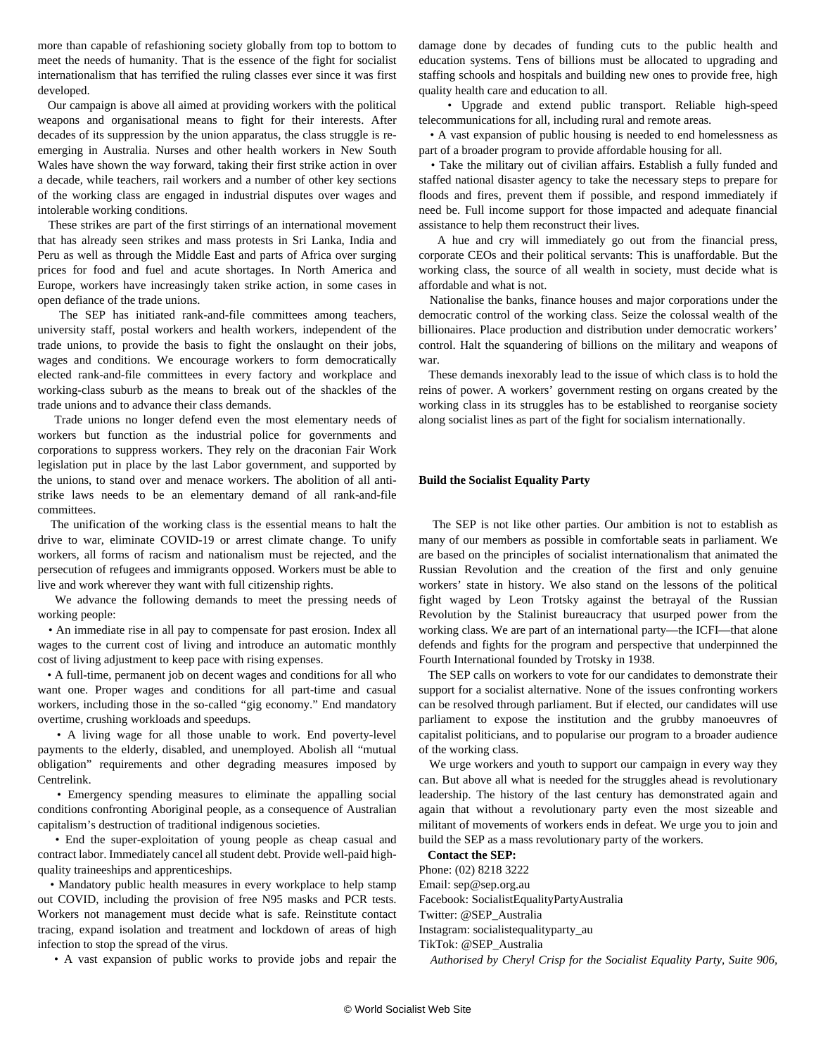more than capable of refashioning society globally from top to bottom to meet the needs of humanity. That is the essence of the fight for socialist internationalism that has terrified the ruling classes ever since it was first developed.

Our campaign is above all aimed at providing workers with the political weapons and organisational means to fight for their interests. After decades of its suppression by the union apparatus, the class struggle is re-emerging in Australia. Nurses and other health workers in New South Wales have shown the way forward, taking their first strike action in over a decade, while teachers, rail workers and a number of other key sections of the working class are engaged in industrial disputes over wages and intolerable working conditions.

These strikes are part of the first stirrings of an international movement that has already seen strikes and mass protests in Sri Lanka, India and Peru as well as through the Middle East and parts of Africa over surging prices for food and fuel and acute shortages. In North America and Europe, workers have increasingly taken strike action, in some cases in open defiance of the trade unions.

The SEP has initiated rank-and-file committees among teachers, university staff, postal workers and health workers, independent of the trade unions, to provide the basis to fight the onslaught on their jobs, wages and conditions. We encourage workers to form democratically elected rank-and-file committees in every factory and workplace and working-class suburb as the means to break out of the shackles of the trade unions and to advance their class demands.

Trade unions no longer defend even the most elementary needs of workers but function as the industrial police for governments and corporations to suppress workers. They rely on the draconian Fair Work legislation put in place by the last Labor government, and supported by the unions, to stand over and menace workers. The abolition of all anti-strike laws needs to be an elementary demand of all rank-and-file committees.

The unification of the working class is the essential means to halt the drive to war, eliminate COVID-19 or arrest climate change. To unify workers, all forms of racism and nationalism must be rejected, and the persecution of refugees and immigrants opposed. Workers must be able to live and work wherever they want with full citizenship rights.

We advance the following demands to meet the pressing needs of working people:

• An immediate rise in all pay to compensate for past erosion. Index all wages to the current cost of living and introduce an automatic monthly cost of living adjustment to keep pace with rising expenses.

• A full-time, permanent job on decent wages and conditions for all who want one. Proper wages and conditions for all part-time and casual workers, including those in the so-called "gig economy." End mandatory overtime, crushing workloads and speedups.

• A living wage for all those unable to work. End poverty-level payments to the elderly, disabled, and unemployed. Abolish all "mutual obligation" requirements and other degrading measures imposed by Centrelink.

• Emergency spending measures to eliminate the appalling social conditions confronting Aboriginal people, as a consequence of Australian capitalism's destruction of traditional indigenous societies.

• End the super-exploitation of young people as cheap casual and contract labor. Immediately cancel all student debt. Provide well-paid high-quality traineeships and apprenticeships.

• Mandatory public health measures in every workplace to help stamp out COVID, including the provision of free N95 masks and PCR tests. Workers not management must decide what is safe. Reinstitute contact tracing, expand isolation and treatment and lockdown of areas of high infection to stop the spread of the virus.

• A vast expansion of public works to provide jobs and repair the damage done by decades of funding cuts to the public health and education systems. Tens of billions must be allocated to upgrading and staffing schools and hospitals and building new ones to provide free, high quality health care and education to all.

• Upgrade and extend public transport. Reliable high-speed telecommunications for all, including rural and remote areas.

• A vast expansion of public housing is needed to end homelessness as part of a broader program to provide affordable housing for all.

• Take the military out of civilian affairs. Establish a fully funded and staffed national disaster agency to take the necessary steps to prepare for floods and fires, prevent them if possible, and respond immediately if need be. Full income support for those impacted and adequate financial assistance to help them reconstruct their lives.

A hue and cry will immediately go out from the financial press, corporate CEOs and their political servants: This is unaffordable. But the working class, the source of all wealth in society, must decide what is affordable and what is not.

Nationalise the banks, finance houses and major corporations under the democratic control of the working class. Seize the colossal wealth of the billionaires. Place production and distribution under democratic workers' control. Halt the squandering of billions on the military and weapons of war.

These demands inexorably lead to the issue of which class is to hold the reins of power. A workers' government resting on organs created by the working class in its struggles has to be established to reorganise society along socialist lines as part of the fight for socialism internationally.

**Build the Socialist Equality Party**

The SEP is not like other parties. Our ambition is not to establish as many of our members as possible in comfortable seats in parliament. We are based on the principles of socialist internationalism that animated the Russian Revolution and the creation of the first and only genuine workers' state in history. We also stand on the lessons of the political fight waged by Leon Trotsky against the betrayal of the Russian Revolution by the Stalinist bureaucracy that usurped power from the working class. We are part of an international party—the ICFI—that alone defends and fights for the program and perspective that underpinned the Fourth International founded by Trotsky in 1938.

The SEP calls on workers to vote for our candidates to demonstrate their support for a socialist alternative. None of the issues confronting workers can be resolved through parliament. But if elected, our candidates will use parliament to expose the institution and the grubby manoeuvres of capitalist politicians, and to popularise our program to a broader audience of the working class.

We urge workers and youth to support our campaign in every way they can. But above all what is needed for the struggles ahead is revolutionary leadership. The history of the last century has demonstrated again and again that without a revolutionary party even the most sizeable and militant of movements of workers ends in defeat. We urge you to join and build the SEP as a mass revolutionary party of the workers.

**Contact the SEP:**
Phone: (02) 8218 3222
Email: sep@sep.org.au
Facebook: SocialistEqualityPartyAustralia
Twitter: @SEP_Australia
Instagram: socialistequalityparty_au
TikTok: @SEP_Australia

*Authorised by Cheryl Crisp for the Socialist Equality Party, Suite 906,*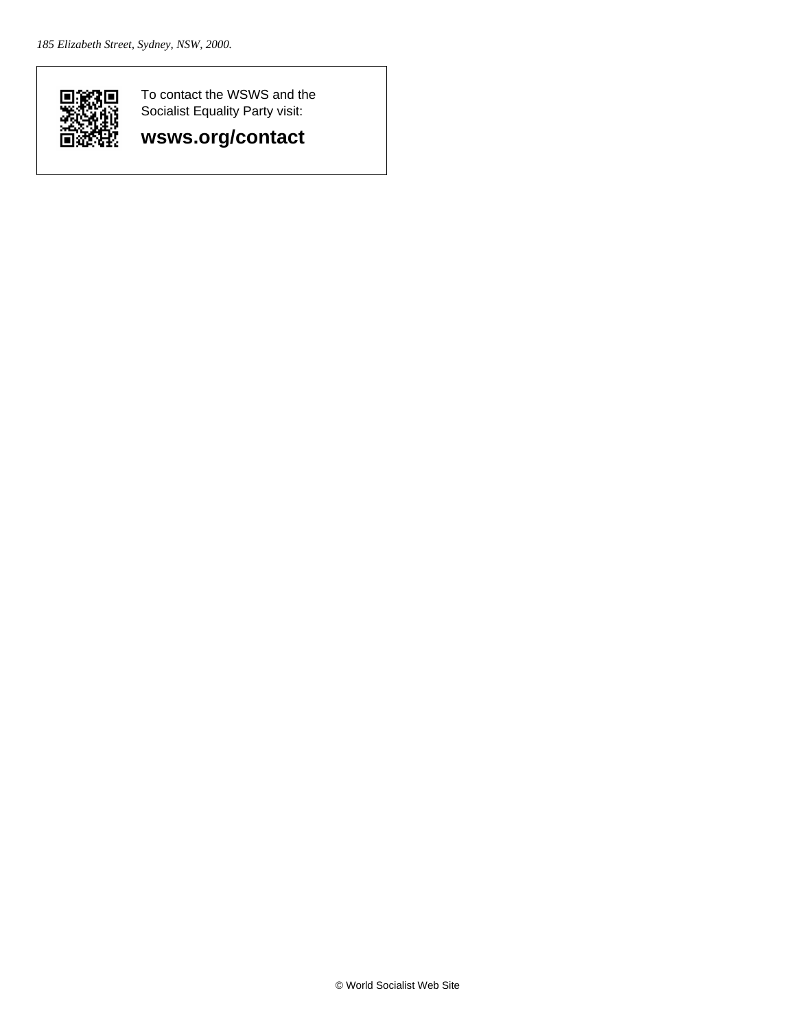*185 Elizabeth Street, Sydney, NSW, 2000.*

To contact the WSWS and the Socialist Equality Party visit:

**wsws.org/contact**

© World Socialist Web Site